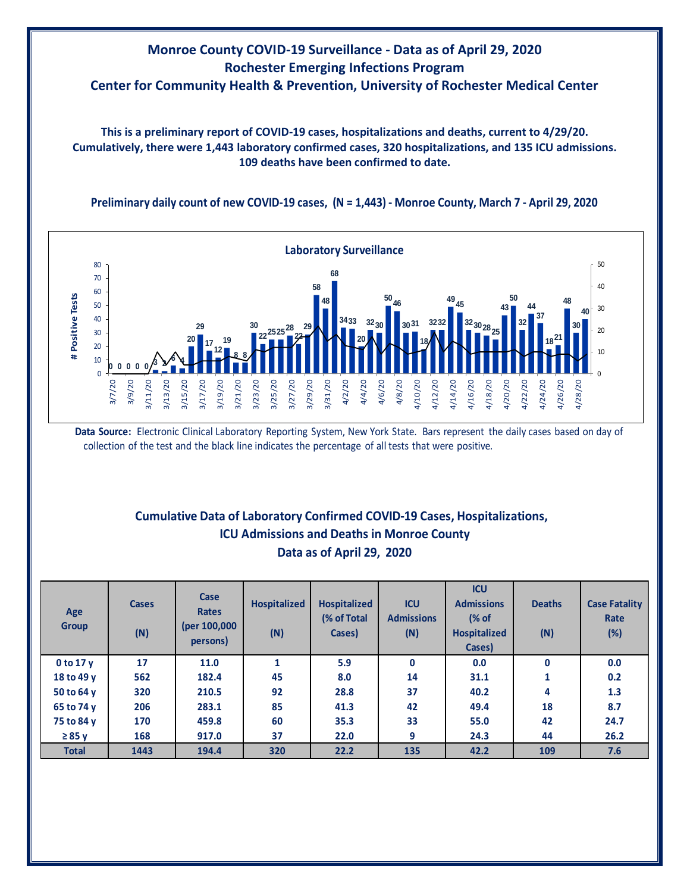# Monroe County COVID-19 Surveillance - Data as of April 29, 2020
## Rochester Emerging Infections Program
## Center for Community Health & Prevention, University of Rochester Medical Center

**This is a preliminary report of COVID-19 cases, hospitalizations and deaths, current to 4/29/20. Cumulatively, there were 1,443 laboratory confirmed cases, 320 hospitalizations, and 135 ICU admissions. 109 deaths have been confirmed to date.**

**Preliminary daily count of new COVID-19 cases, (N = 1,443) - Monroe County, March 7 - April 29, 2020**

**Data Source:** Electronic Clinical Laboratory Reporting System, New York State. Bars represent the daily cases based on day of collection of the test and the black line indicates the percentage of all tests that were positive.

## Cumulative Data of Laboratory Confirmed COVID-19 Cases, Hospitalizations, ICU Admissions and Deaths in Monroe County
### Data as of April 29, 2020

| Age Group | Cases (N) | Case Rates (per 100,000 persons) | Hospitalized (N) | Hospitalized (% of Total Cases) | ICU Admissions (N) | ICU Admissions (% of Hospitalized Cases) | Deaths (N) | Case Fatality Rate (%) |
|---|---|---|---|---|---|---|---|---|
| 0 to 17 y | 17 | 11.0 | 1 | 5.9 | 0 | 0.0 | 0 | 0.0 |
| 18 to 49 y | 562 | 182.4 | 45 | 8.0 | 14 | 31.1 | 1 | 0.2 |
| 50 to 64 y | 320 | 210.5 | 92 | 28.8 | 37 | 40.2 | 4 | 1.3 |
| 65 to 74 y | 206 | 283.1 | 85 | 41.3 | 42 | 49.4 | 18 | 8.7 |
| 75 to 84 y | 170 | 459.8 | 60 | 35.3 | 33 | 55.0 | 42 | 24.7 |
| ≥ 85 y | 168 | 917.0 | 37 | 22.0 | 9 | 24.3 | 44 | 26.2 |
| **Total** | **1443** | **194.4** | **320** | **22.2** | **135** | **42.2** | **109** | **7.6** |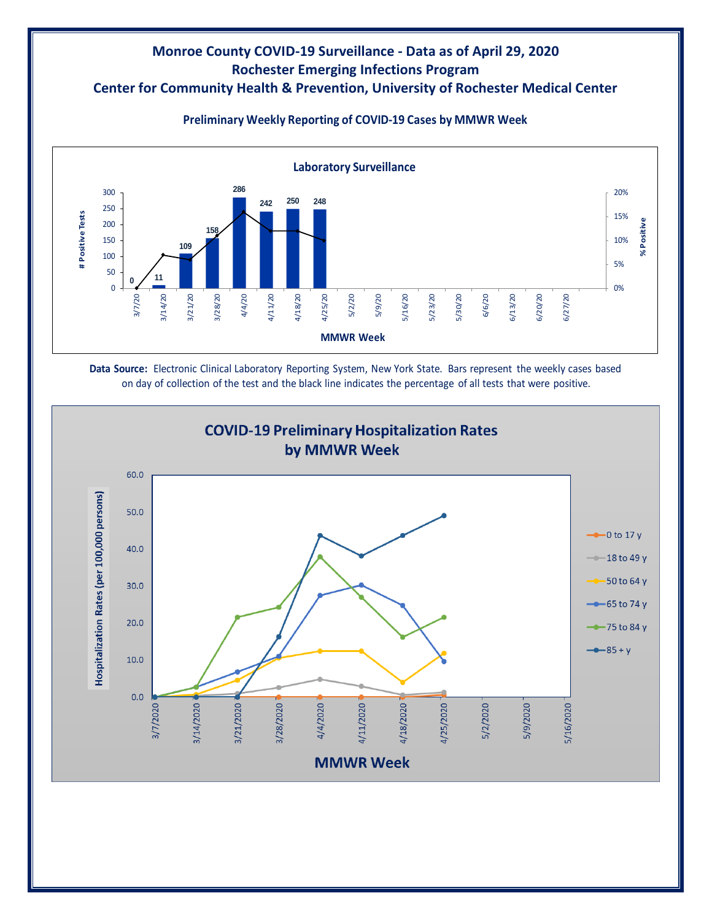# Monroe County COVID-19 Surveillance - Data as of April 29, 2020

## Rochester Emerging Infections Program

## Center for Community Health & Prevention, University of Rochester Medical Center

### Preliminary Weekly Reporting of COVID-19 Cases by MMWR Week

**Laboratory Surveillance**

# Positive Tests

0
50
100
150
200
250
300

% Positive

0%
5%
10%
15%
20%

0
11
109
158
286
242
250
248

3/7/20
3/14/20
3/21/20
3/28/20
4/4/20
4/11/20
4/18/20
4/25/20
5/2/20
5/9/20
5/16/20
5/23/20
5/30/20
6/6/20
6/13/20
6/20/20
6/27/20

MMWR Week

**Data Source:** Electronic Clinical Laboratory Reporting System, New York State. Bars represent the weekly cases based on day of collection of the test and the black line indicates the percentage of all tests that were positive.

**COVID-19 Preliminary Hospitalization Rates by MMWR Week**

Hospitalization Rates (per 100,000 persons)

0.0
10.0
20.0
30.0
40.0
50.0
60.0

3/7/2020
3/14/2020
3/21/2020
3/28/2020
4/4/2020
4/11/2020
4/18/2020
4/25/2020
5/2/2020
5/9/2020
5/16/2020

MMWR Week

0 to 17 y
18 to 49 y
50 to 64 y
65 to 74 y
75 to 84 y
85 + y